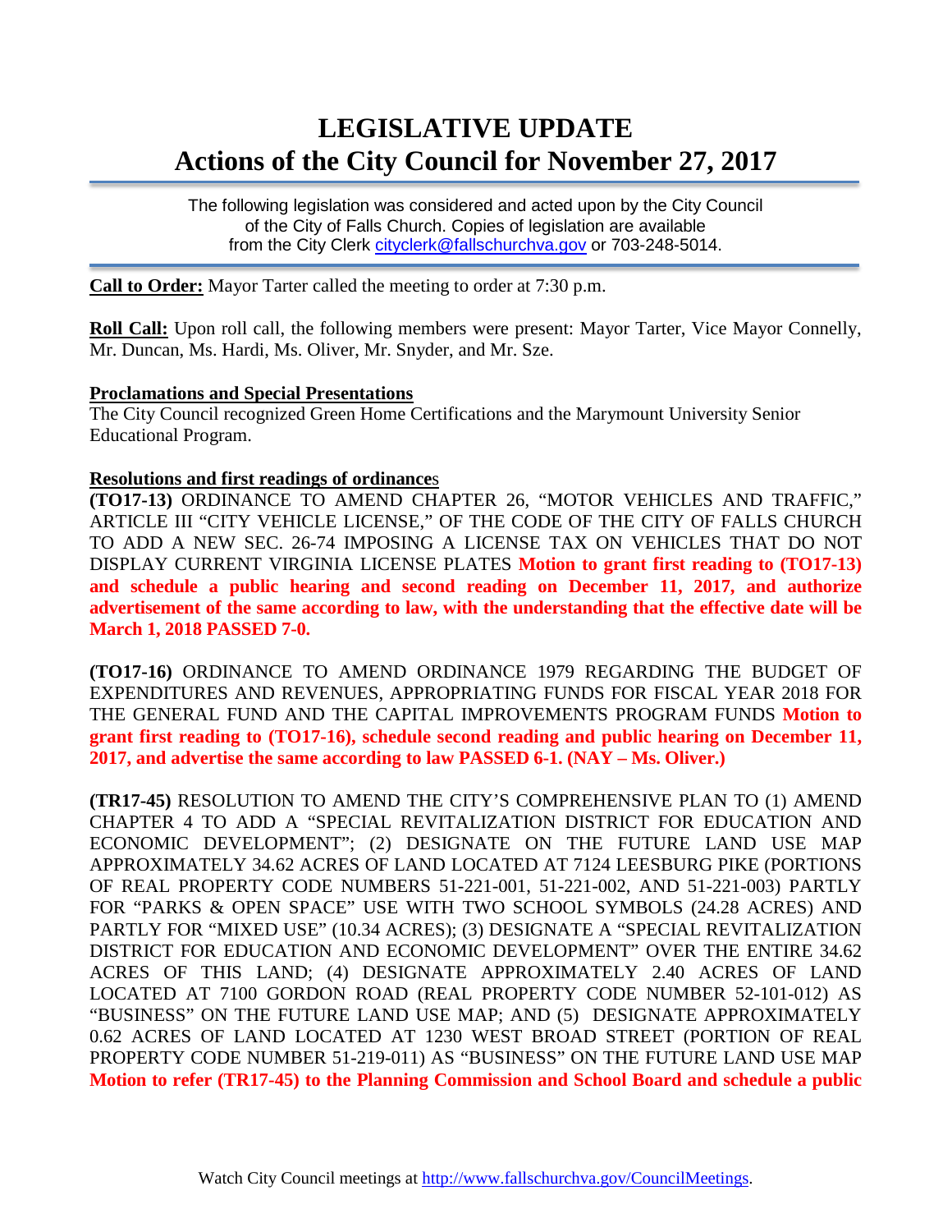# LEGISLATIVE UPDATE
# Actions of the City Council for November 27, 2017

The following legislation was considered and acted upon by the City Council of the City of Falls Church. Copies of legislation are available from the City Clerk cityclerk@fallschurchva.gov or 703-248-5014.

**Call to Order:** Mayor Tarter called the meeting to order at 7:30 p.m.

**Roll Call:** Upon roll call, the following members were present: Mayor Tarter, Vice Mayor Connelly, Mr. Duncan, Ms. Hardi, Ms. Oliver, Mr. Snyder, and Mr. Sze.

**Proclamations and Special Presentations**

The City Council recognized Green Home Certifications and the Marymount University Senior Educational Program.

**Resolutions and first readings of ordinances**

**(TO17-13)** ORDINANCE TO AMEND CHAPTER 26, "MOTOR VEHICLES AND TRAFFIC," ARTICLE III "CITY VEHICLE LICENSE," OF THE CODE OF THE CITY OF FALLS CHURCH TO ADD A NEW SEC. 26-74 IMPOSING A LICENSE TAX ON VEHICLES THAT DO NOT DISPLAY CURRENT VIRGINIA LICENSE PLATES **Motion to grant first reading to (TO17-13) and schedule a public hearing and second reading on December 11, 2017, and authorize advertisement of the same according to law, with the understanding that the effective date will be March 1, 2018 PASSED 7-0.**

**(TO17-16)** ORDINANCE TO AMEND ORDINANCE 1979 REGARDING THE BUDGET OF EXPENDITURES AND REVENUES, APPROPRIATING FUNDS FOR FISCAL YEAR 2018 FOR THE GENERAL FUND AND THE CAPITAL IMPROVEMENTS PROGRAM FUNDS **Motion to grant first reading to (TO17-16), schedule second reading and public hearing on December 11, 2017, and advertise the same according to law PASSED 6-1. (NAY – Ms. Oliver.)**

**(TR17-45)** RESOLUTION TO AMEND THE CITY'S COMPREHENSIVE PLAN TO (1) AMEND CHAPTER 4 TO ADD A "SPECIAL REVITALIZATION DISTRICT FOR EDUCATION AND ECONOMIC DEVELOPMENT"; (2) DESIGNATE ON THE FUTURE LAND USE MAP APPROXIMATELY 34.62 ACRES OF LAND LOCATED AT 7124 LEESBURG PIKE (PORTIONS OF REAL PROPERTY CODE NUMBERS 51-221-001, 51-221-002, AND 51-221-003) PARTLY FOR "PARKS & OPEN SPACE" USE WITH TWO SCHOOL SYMBOLS (24.28 ACRES) AND PARTLY FOR "MIXED USE" (10.34 ACRES); (3) DESIGNATE A "SPECIAL REVITALIZATION DISTRICT FOR EDUCATION AND ECONOMIC DEVELOPMENT" OVER THE ENTIRE 34.62 ACRES OF THIS LAND; (4) DESIGNATE APPROXIMATELY 2.40 ACRES OF LAND LOCATED AT 7100 GORDON ROAD (REAL PROPERTY CODE NUMBER 52-101-012) AS "BUSINESS" ON THE FUTURE LAND USE MAP; AND (5) DESIGNATE APPROXIMATELY 0.62 ACRES OF LAND LOCATED AT 1230 WEST BROAD STREET (PORTION OF REAL PROPERTY CODE NUMBER 51-219-011) AS "BUSINESS" ON THE FUTURE LAND USE MAP **Motion to refer (TR17-45) to the Planning Commission and School Board and schedule a public**

Watch City Council meetings at http://www.fallschurchva.gov/CouncilMeetings.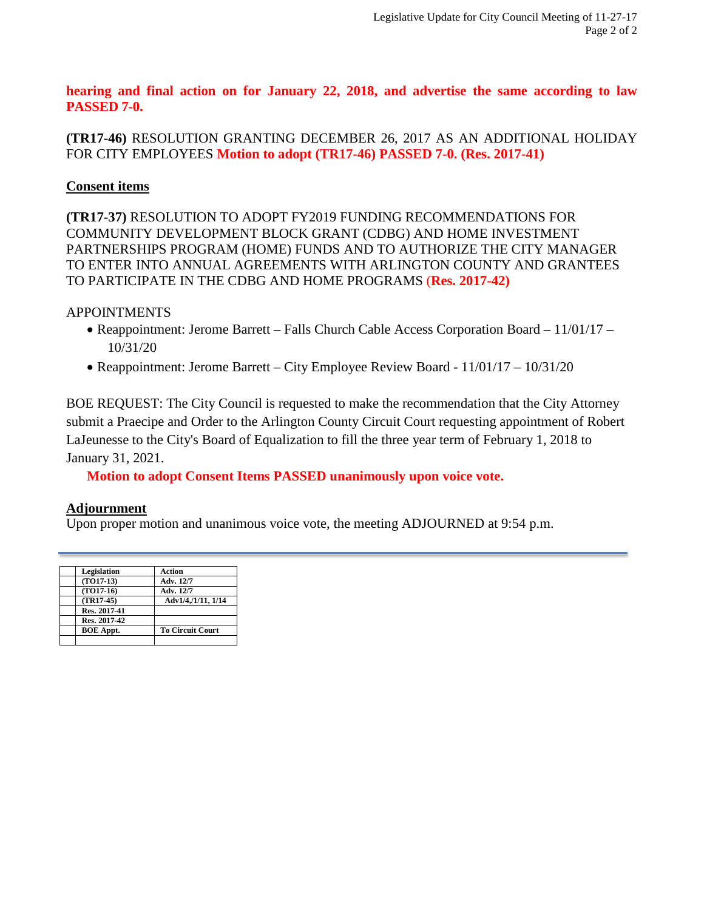**hearing and final action on for January 22, 2018, and advertise the same according to law PASSED 7-0.**

**(TR17-46)** RESOLUTION GRANTING DECEMBER 26, 2017 AS AN ADDITIONAL HOLIDAY FOR CITY EMPLOYEES **Motion to adopt (TR17-46) PASSED 7-0. (Res. 2017-41)**

## Consent items

**(TR17-37)** RESOLUTION TO ADOPT FY2019 FUNDING RECOMMENDATIONS FOR COMMUNITY DEVELOPMENT BLOCK GRANT (CDBG) AND HOME INVESTMENT PARTNERSHIPS PROGRAM (HOME) FUNDS AND TO AUTHORIZE THE CITY MANAGER TO ENTER INTO ANNUAL AGREEMENTS WITH ARLINGTON COUNTY AND GRANTEES TO PARTICIPATE IN THE CDBG AND HOME PROGRAMS **(Res. 2017-42)**

APPOINTMENTS

- Reappointment: Jerome Barrett – Falls Church Cable Access Corporation Board – 11/01/17 – 10/31/20
- Reappointment: Jerome Barrett – City Employee Review Board - 11/01/17 – 10/31/20

BOE REQUEST: The City Council is requested to make the recommendation that the City Attorney submit a Praecipe and Order to the Arlington County Circuit Court requesting appointment of Robert LaJeunesse to the City's Board of Equalization to fill the three year term of February 1, 2018 to January 31, 2021.

**Motion to adopt Consent Items PASSED unanimously upon voice vote.**

## Adjournment

Upon proper motion and unanimous voice vote, the meeting ADJOURNED at 9:54 p.m.

| | Legislation | Action |
|---|---|---|
| | (TO17-13) | Adv. 12/7 |
| | (TO17-16) | Adv. 12/7 |
| | (TR17-45) | Adv1/4,/1/11, 1/14 |
| | Res. 2017-41 | |
| | Res. 2017-42 | |
| | BOE Appt. | To Circuit Court |
| | | |